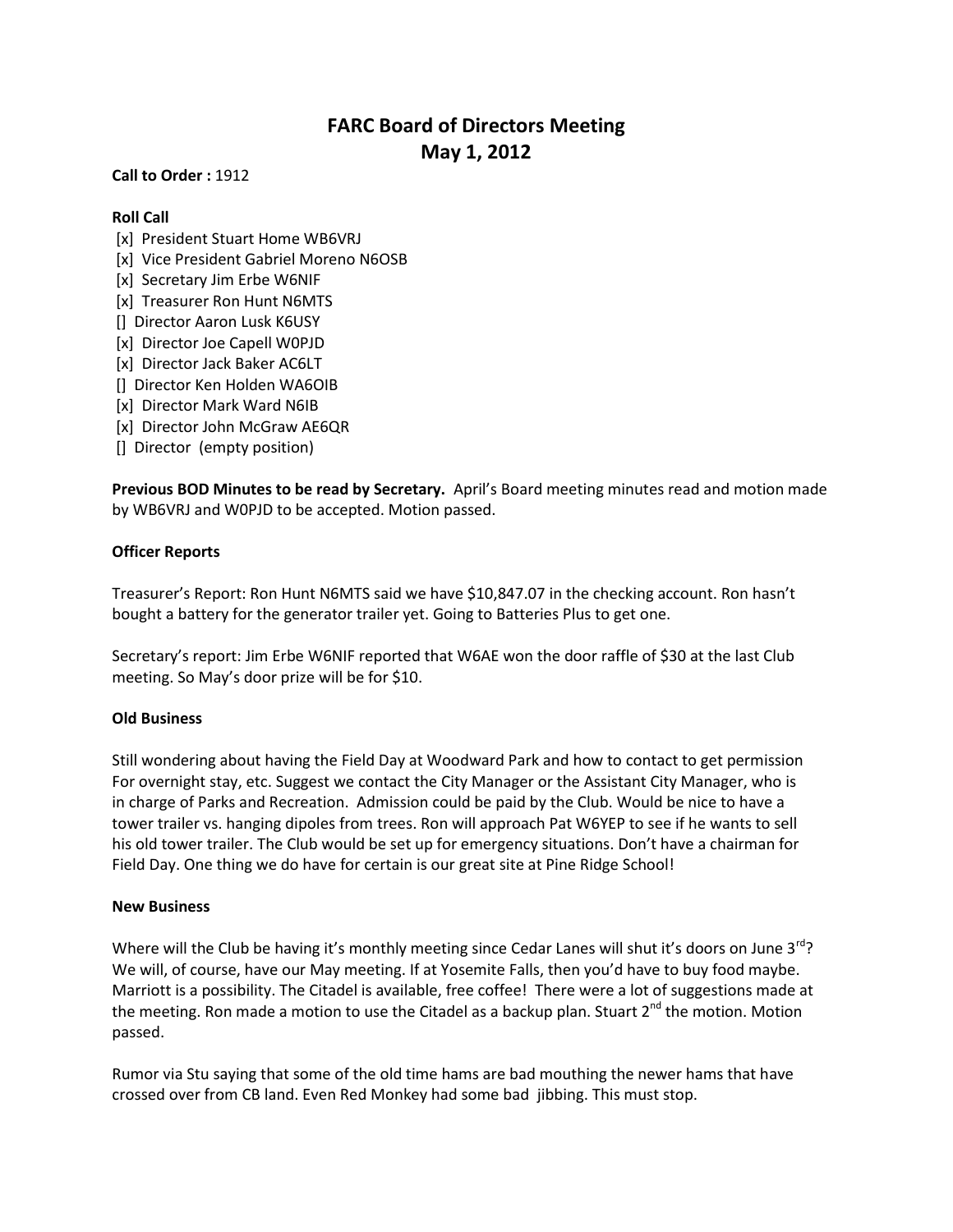# FARC Board of Directors Meeting
# May 1, 2012

**Call to Order :** 1912

**Roll Call**

[x] President Stuart Home WB6VRJ
[x] Vice President Gabriel Moreno N6OSB
[x] Secretary Jim Erbe W6NIF
[x] Treasurer Ron Hunt N6MTS
[] Director Aaron Lusk K6USY
[x] Director Joe Capell W0PJD
[x] Director Jack Baker AC6LT
[] Director Ken Holden WA6OIB
[x] Director Mark Ward N6IB
[x] Director John McGraw AE6QR
[] Director (empty position)

**Previous BOD Minutes to be read by Secretary.** April's Board meeting minutes read and motion made by WB6VRJ and W0PJD to be accepted. Motion passed.

**Officer Reports**

Treasurer's Report: Ron Hunt N6MTS said we have $10,847.07 in the checking account. Ron hasn't bought a battery for the generator trailer yet. Going to Batteries Plus to get one.

Secretary's report: Jim Erbe W6NIF reported that W6AE won the door raffle of $30 at the last Club meeting. So May's door prize will be for $10.

**Old Business**

Still wondering about having the Field Day at Woodward Park and how to contact to get permission For overnight stay, etc. Suggest we contact the City Manager or the Assistant City Manager, who is in charge of Parks and Recreation. Admission could be paid by the Club. Would be nice to have a tower trailer vs. hanging dipoles from trees. Ron will approach Pat W6YEP to see if he wants to sell his old tower trailer. The Club would be set up for emergency situations. Don't have a chairman for Field Day. One thing we do have for certain is our great site at Pine Ridge School!

**New Business**

Where will the Club be having it's monthly meeting since Cedar Lanes will shut it's doors on June 3rd? We will, of course, have our May meeting. If at Yosemite Falls, then you'd have to buy food maybe. Marriott is a possibility. The Citadel is available, free coffee! There were a lot of suggestions made at the meeting. Ron made a motion to use the Citadel as a backup plan. Stuart 2nd the motion. Motion passed.

Rumor via Stu saying that some of the old time hams are bad mouthing the newer hams that have crossed over from CB land. Even Red Monkey had some bad jibbing. This must stop.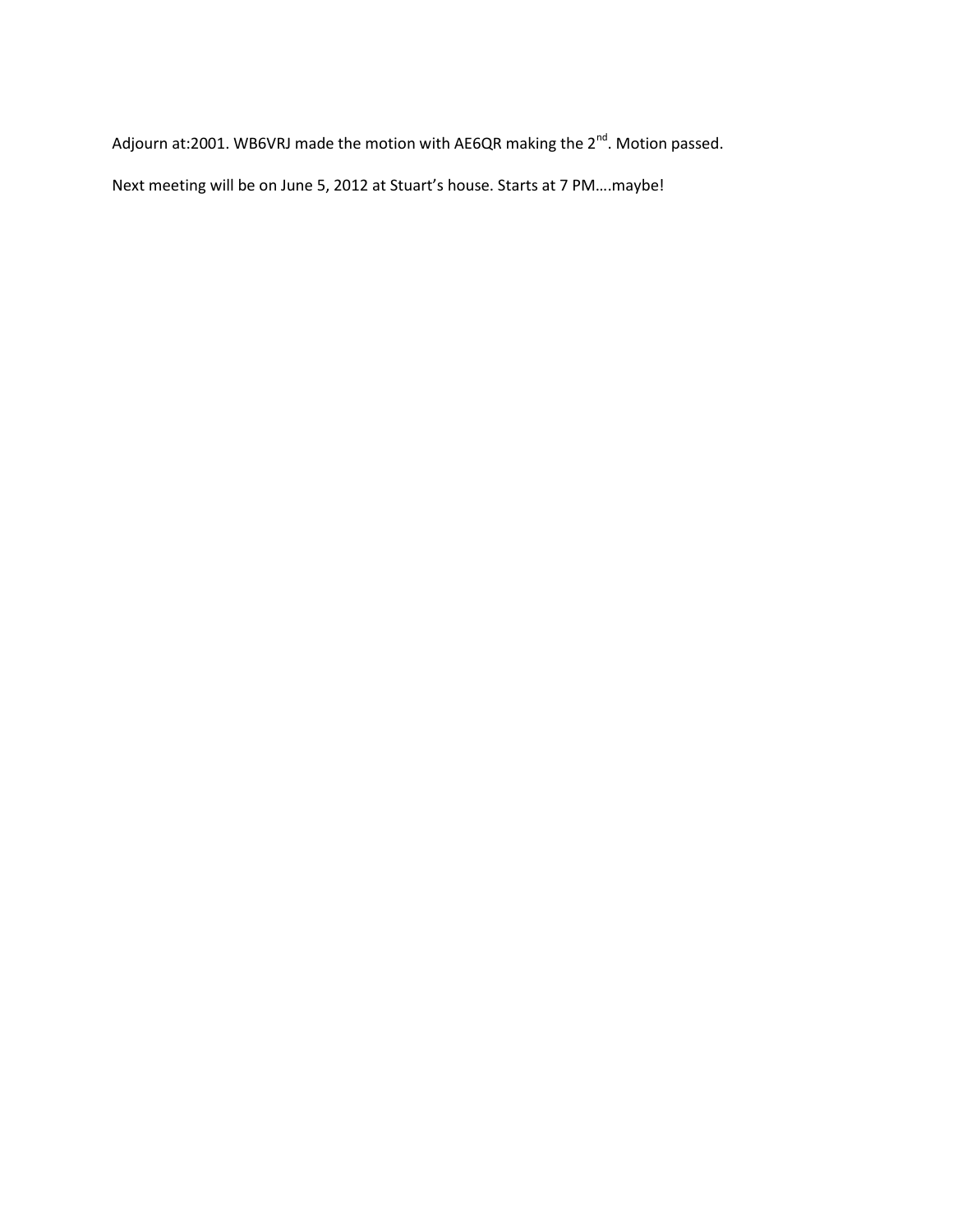Adjourn at:2001. WB6VRJ made the motion with AE6QR making the 2nd. Motion passed.

Next meeting will be on June 5, 2012 at Stuart's house. Starts at 7 PM….maybe!